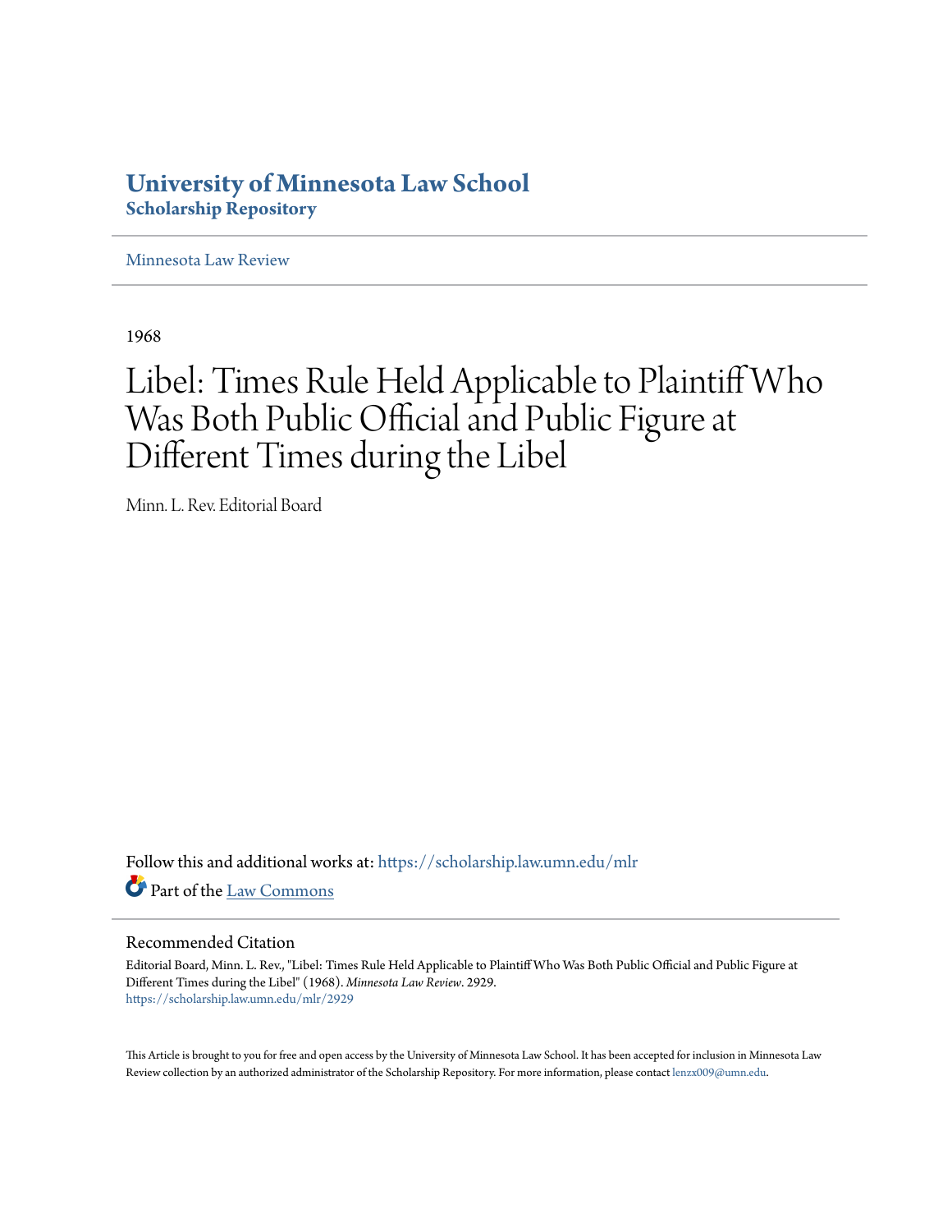# University of Minnesota Law School
## Scholarship Repository

Minnesota Law Review

1968

# Libel: Times Rule Held Applicable to Plaintiff Who Was Both Public Official and Public Figure at Different Times during the Libel

Minn. L. Rev. Editorial Board

Follow this and additional works at: https://scholarship.law.umn.edu/mlr

Part of the Law Commons

## Recommended Citation

Editorial Board, Minn. L. Rev., "Libel: Times Rule Held Applicable to Plaintiff Who Was Both Public Official and Public Figure at Different Times during the Libel" (1968). *Minnesota Law Review*. 2929.
https://scholarship.law.umn.edu/mlr/2929

This Article is brought to you for free and open access by the University of Minnesota Law School. It has been accepted for inclusion in Minnesota Law Review collection by an authorized administrator of the Scholarship Repository. For more information, please contact lenzx009@umn.edu.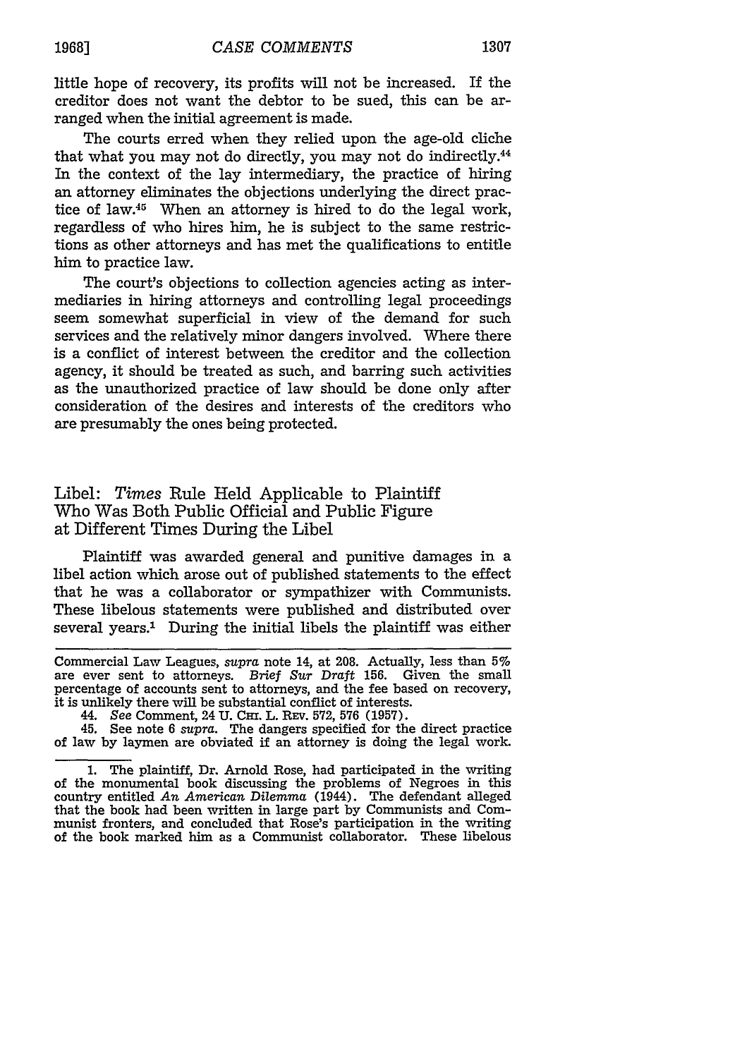little hope of recovery, its profits will not be increased. If the creditor does not want the debtor to be sued, this can be arranged when the initial agreement is made.

The courts erred when they relied upon the age-old cliche that what you may not do directly, you may not do indirectly.[44] In the context of the lay intermediary, the practice of hiring an attorney eliminates the objections underlying the direct practice of law.[45] When an attorney is hired to do the legal work, regardless of who hires him, he is subject to the same restrictions as other attorneys and has met the qualifications to entitle him to practice law.

The court's objections to collection agencies acting as intermediaries in hiring attorneys and controlling legal proceedings seem somewhat superficial in view of the demand for such services and the relatively minor dangers involved. Where there is a conflict of interest between the creditor and the collection agency, it should be treated as such, and barring such activities as the unauthorized practice of law should be done only after consideration of the desires and interests of the creditors who are presumably the ones being protected.

Commercial Law Leagues, *supra* note 14, at 208. Actually, less than 5% are ever sent to attorneys. *Brief Sur Draft* 156. Given the small percentage of accounts sent to attorneys, and the fee based on recovery, it is unlikely there will be substantial conflict of interests.

44. *See* Comment, 24 U. CHI. L. REV. 572, 576 (1957).

45. See note 6 *supra*. The dangers specified for the direct practice of law by laymen are obviated if an attorney is doing the legal work.

## Libel: *Times* Rule Held Applicable to Plaintiff Who Was Both Public Official and Public Figure at Different Times During the Libel

Plaintiff was awarded general and punitive damages in a libel action which arose out of published statements to the effect that he was a collaborator or sympathizer with Communists. These libelous statements were published and distributed over several years.[1] During the initial libels the plaintiff was either

1. The plaintiff, Dr. Arnold Rose, had participated in the writing of the monumental book discussing the problems of Negroes in this country entitled *An American Dilemma* (1944). The defendant alleged that the book had been written in large part by Communists and Communist fronters, and concluded that Rose's participation in the writing of the book marked him as a Communist collaborator. These libelous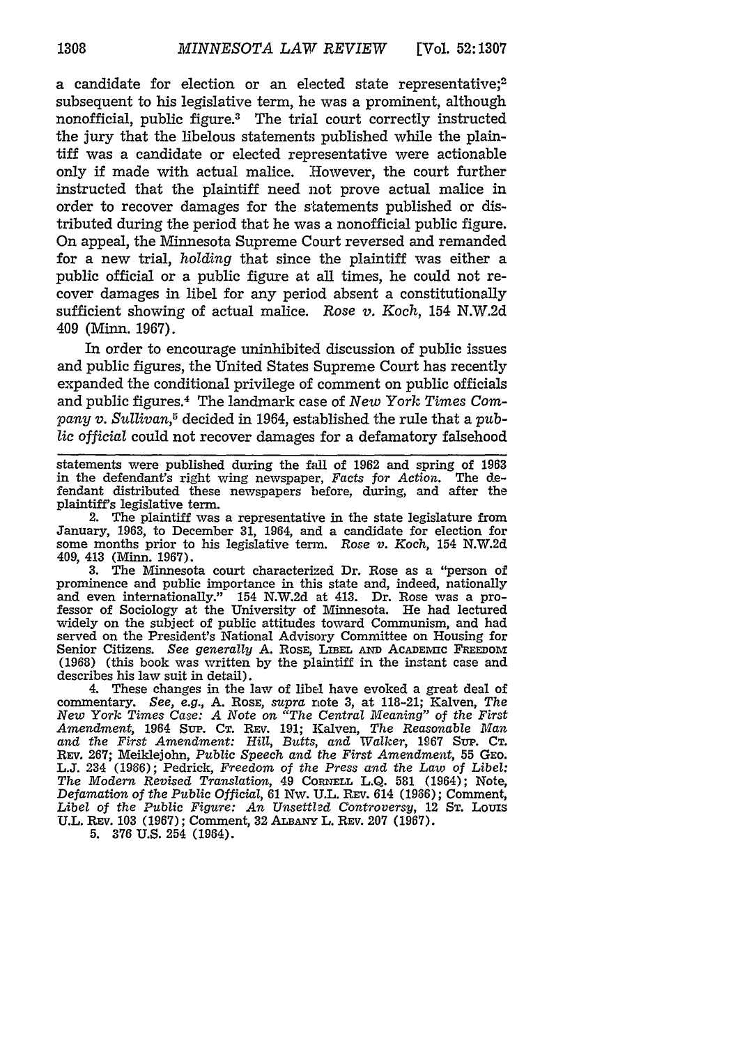a candidate for election or an elected state representative;[2] subsequent to his legislative term, he was a prominent, although nonofficial, public figure.[3] The trial court correctly instructed the jury that the libelous statements published while the plaintiff was a candidate or elected representative were actionable only if made with actual malice. However, the court further instructed that the plaintiff need not prove actual malice in order to recover damages for the statements published or distributed during the period that he was a nonofficial public figure. On appeal, the Minnesota Supreme Court reversed and remanded for a new trial, *holding* that since the plaintiff was either a public official or a public figure at all times, he could not recover damages in libel for any period absent a constitutionally sufficient showing of actual malice. *Rose v. Koch*, 154 N.W.2d 409 (Minn. 1967).

In order to encourage uninhibited discussion of public issues and public figures, the United States Supreme Court has recently expanded the conditional privilege of comment on public officials and public figures.[4] The landmark case of *New York Times Company v. Sullivan*,[5] decided in 1964, established the rule that a *public official* could not recover damages for a defamatory falsehood

---

statements were published during the fall of 1962 and spring of 1963 in the defendant's right wing newspaper, *Facts for Action*. The defendant distributed these newspapers before, during, and after the plaintiff's legislative term.

2. The plaintiff was a representative in the state legislature from January, 1963, to December 31, 1964, and a candidate for election for some months prior to his legislative term. *Rose v. Koch*, 154 N.W.2d 409, 413 (Minn. 1967).

3. The Minnesota court characterized Dr. Rose as a "person of prominence and public importance in this state and, indeed, nationally and even internationally." 154 N.W.2d at 413. Dr. Rose was a professor of Sociology at the University of Minnesota. He had lectured widely on the subject of public attitudes toward Communism, and had served on the President's National Advisory Committee on Housing for Senior Citizens. *See generally* A. ROSE, LIBEL AND ACADEMIC FREEDOM (1968) (this book was written by the plaintiff in the instant case and describes his law suit in detail).

4. These changes in the law of libel have evoked a great deal of commentary. *See, e.g.*, A. ROSE, *supra* note 3, at 118-21; Kalven, *The New York Times Case: A Note on "The Central Meaning" of the First Amendment*, 1964 SUP. CT. REV. 191; Kalven, *The Reasonable Man and the First Amendment: Hill, Butts, and Walker*, 1967 SUP. CT. REV. 267; Meiklejohn, *Public Speech and the First Amendment*, 55 GEO. L.J. 234 (1966); Pedrick, *Freedom of the Press and the Law of Libel: The Modern Revised Translation*, 49 CORNELL L.Q. 581 (1964); Note, *Defamation of the Public Official*, 61 NW. U.L. REV. 614 (1966); Comment, *Libel of the Public Figure: An Unsettled Controversy*, 12 ST. LOUIS U.L. REV. 103 (1967); Comment, 32 ALBANY L. REV. 207 (1967).

5. 376 U.S. 254 (1964).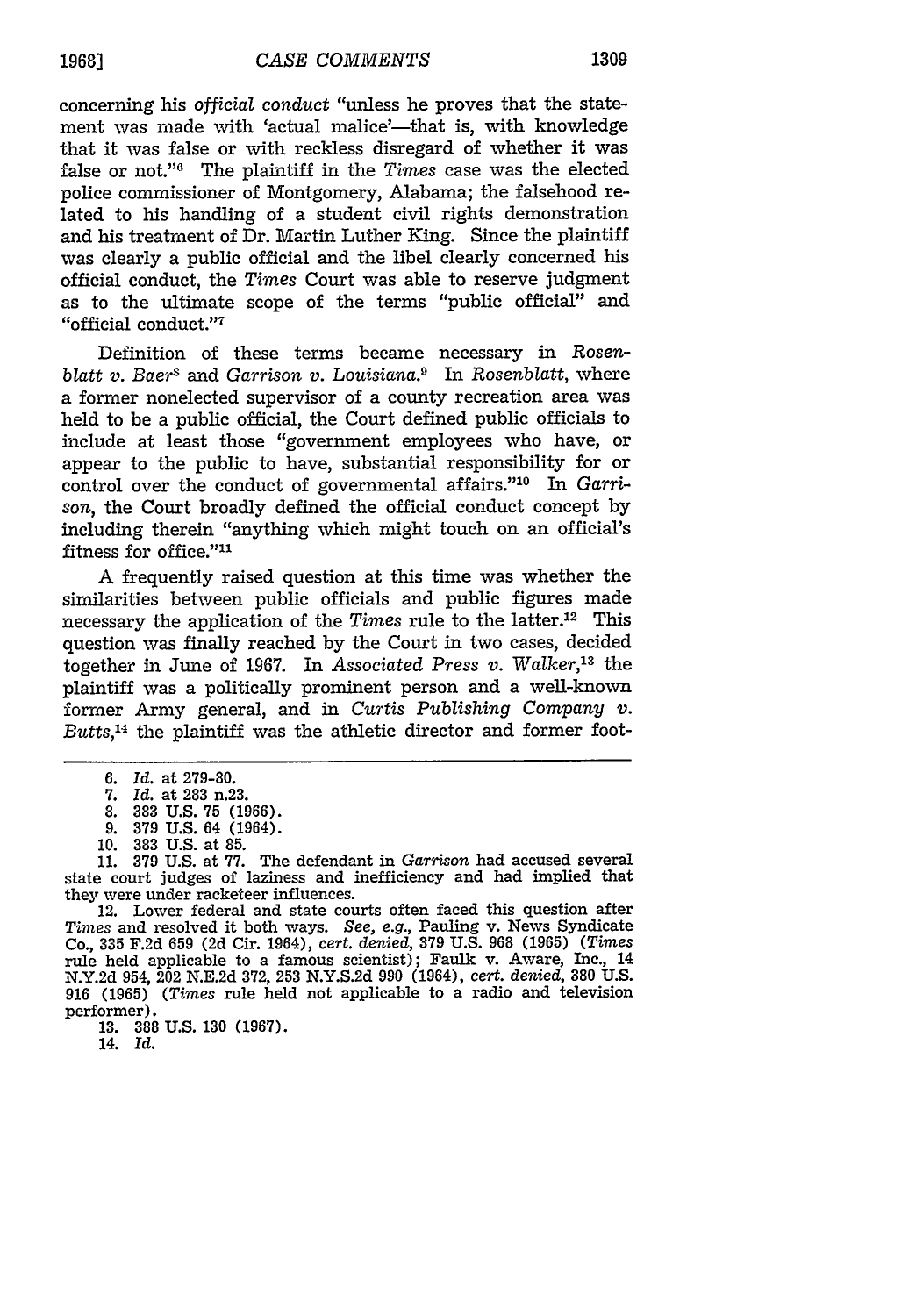concerning his *official conduct* "unless he proves that the statement was made with 'actual malice'—that is, with knowledge that it was false or with reckless disregard of whether it was false or not."[6] The plaintiff in the *Times* case was the elected police commissioner of Montgomery, Alabama; the falsehood related to his handling of a student civil rights demonstration and his treatment of Dr. Martin Luther King. Since the plaintiff was clearly a public official and the libel clearly concerned his official conduct, the *Times* Court was able to reserve judgment as to the ultimate scope of the terms "public official" and "official conduct."[7]

Definition of these terms became necessary in *Rosenblatt v. Baer*[8] and *Garrison v. Louisiana.*[9] In *Rosenblatt*, where a former nonelected supervisor of a county recreation area was held to be a public official, the Court defined public officials to include at least those "government employees who have, or appear to the public to have, substantial responsibility for or control over the conduct of governmental affairs."[10] In *Garrison*, the Court broadly defined the official conduct concept by including therein "anything which might touch on an official's fitness for office."[11]

A frequently raised question at this time was whether the similarities between public officials and public figures made necessary the application of the *Times* rule to the latter.[12] This question was finally reached by the Court in two cases, decided together in June of 1967. In *Associated Press v. Walker*,[13] the plaintiff was a politically prominent person and a well-known former Army general, and in *Curtis Publishing Company v. Butts*,[14] the plaintiff was the athletic director and former foot-

---

6. *Id.* at 279-80.
7. *Id.* at 283 n.23.
8. 383 U.S. 75 (1966).
9. 379 U.S. 64 (1964).
10. 383 U.S. at 85.
11. 379 U.S. at 77. The defendant in *Garrison* had accused several state court judges of laziness and inefficiency and had implied that they were under racketeer influences.
12. Lower federal and state courts often faced this question after *Times* and resolved it both ways. *See, e.g.*, Pauling v. News Syndicate Co., 335 F.2d 659 (2d Cir. 1964), *cert. denied*, 379 U.S. 968 (1965) (*Times* rule held applicable to a famous scientist); Faulk v. Aware, Inc., 14 N.Y.2d 954, 202 N.E.2d 372, 253 N.Y.S.2d 990 (1964), *cert. denied*, 380 U.S. 916 (1965) (*Times* rule held not applicable to a radio and television performer).
13. 388 U.S. 130 (1967).
14. *Id.*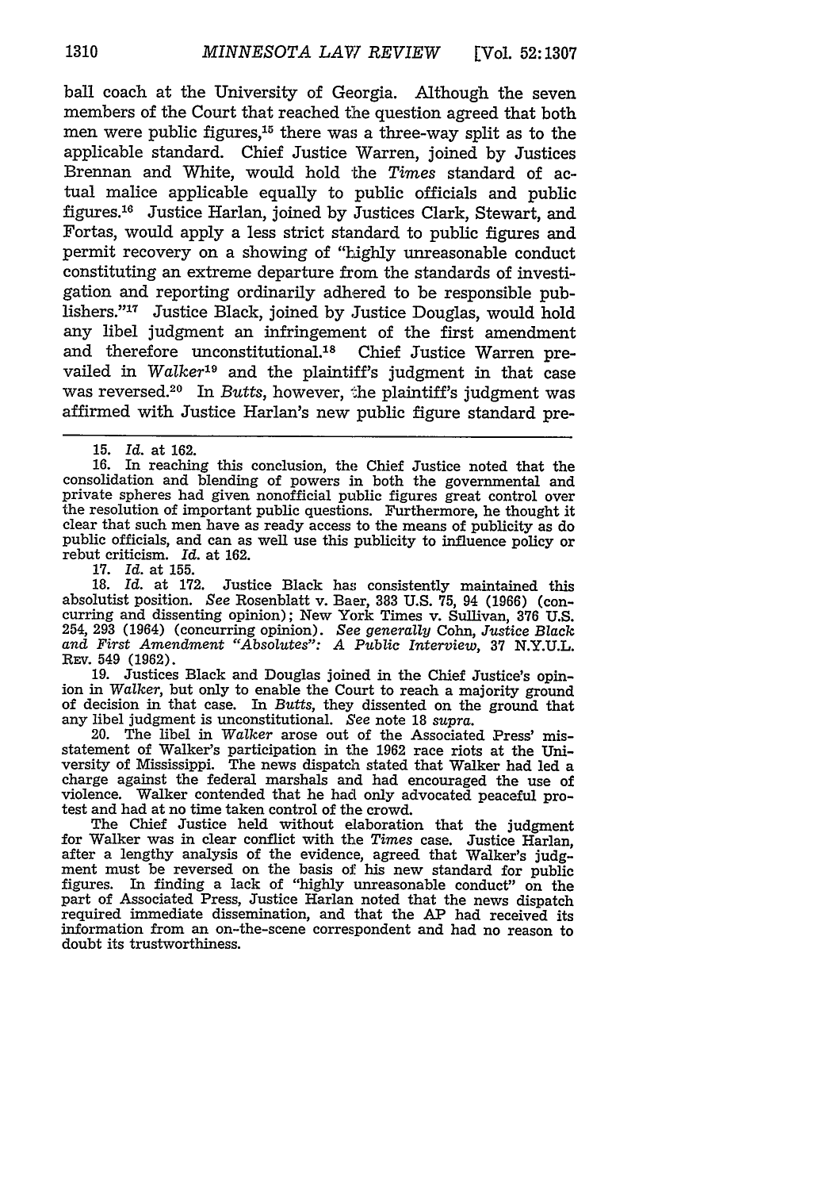ball coach at the University of Georgia. Although the seven members of the Court that reached the question agreed that both men were public figures,[15] there was a three-way split as to the applicable standard. Chief Justice Warren, joined by Justices Brennan and White, would hold the *Times* standard of actual malice applicable equally to public officials and public figures.[16] Justice Harlan, joined by Justices Clark, Stewart, and Fortas, would apply a less strict standard to public figures and permit recovery on a showing of "highly unreasonable conduct constituting an extreme departure from the standards of investigation and reporting ordinarily adhered to be responsible publishers."[17] Justice Black, joined by Justice Douglas, would hold any libel judgment an infringement of the first amendment and therefore unconstitutional.[18] Chief Justice Warren prevailed in *Walker*[19] and the plaintiff's judgment in that case was reversed.[20] In *Butts*, however, the plaintiff's judgment was affirmed with Justice Harlan's new public figure standard pre-

---

15. *Id.* at 162.

16. In reaching this conclusion, the Chief Justice noted that the consolidation and blending of powers in both the governmental and private spheres had given nonofficial public figures great control over the resolution of important public questions. Furthermore, he thought it clear that such men have as ready access to the means of publicity as do public officials, and can as well use this publicity to influence policy or rebut criticism. *Id.* at 162.

17. *Id.* at 155.

18. *Id.* at 172. Justice Black has consistently maintained this absolutist position. *See* Rosenblatt v. Baer, 383 U.S. 75, 94 (1966) (concurring and dissenting opinion); New York Times v. Sullivan, 376 U.S. 254, 293 (1964) (concurring opinion). *See generally* Cohn, *Justice Black and First Amendment "Absolutes": A Public Interview*, 37 N.Y.U.L. REV. 549 (1962).

19. Justices Black and Douglas joined in the Chief Justice's opinion in *Walker*, but only to enable the Court to reach a majority ground of decision in that case. In *Butts*, they dissented on the ground that any libel judgment is unconstitutional. *See* note 18 *supra*.

20. The libel in *Walker* arose out of the Associated Press' misstatement of Walker's participation in the 1962 race riots at the University of Mississippi. The news dispatch stated that Walker had led a charge against the federal marshals and had encouraged the use of violence. Walker contended that he had only advocated peaceful protest and had at no time taken control of the crowd.

The Chief Justice held without elaboration that the judgment for Walker was in clear conflict with the *Times* case. Justice Harlan, after a lengthy analysis of the evidence, agreed that Walker's judgment must be reversed on the basis of his new standard for public figures. In finding a lack of "highly unreasonable conduct" on the part of Associated Press, Justice Harlan noted that the news dispatch required immediate dissemination, and that the AP had received its information from an on-the-scene correspondent and had no reason to doubt its trustworthiness.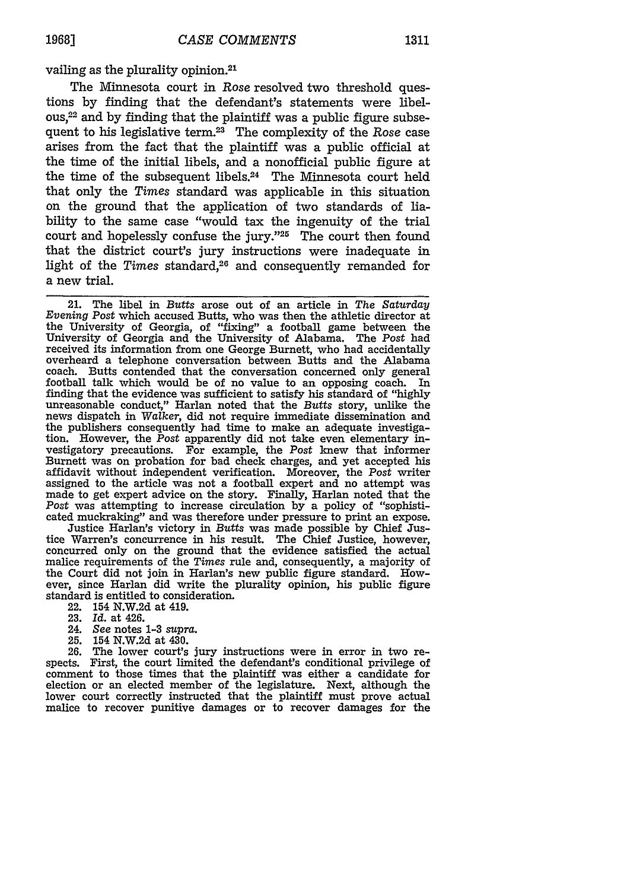vailing as the plurality opinion.[21]

The Minnesota court in *Rose* resolved two threshold questions by finding that the defendant's statements were libelous,[22] and by finding that the plaintiff was a public figure subsequent to his legislative term.[23] The complexity of the *Rose* case arises from the fact that the plaintiff was a public official at the time of the initial libels, and a nonofficial public figure at the time of the subsequent libels.[24] The Minnesota court held that only the *Times* standard was applicable in this situation on the ground that the application of two standards of liability to the same case "would tax the ingenuity of the trial court and hopelessly confuse the jury."[25] The court then found that the district court's jury instructions were inadequate in light of the *Times* standard,[26] and consequently remanded for a new trial.

---

21. The libel in *Butts* arose out of an article in *The Saturday Evening Post* which accused Butts, who was then the athletic director at the University of Georgia, of "fixing" a football game between the University of Georgia and the University of Alabama. The *Post* had received its information from one George Burnett, who had accidentally overheard a telephone conversation between Butts and the Alabama coach. Butts contended that the conversation concerned only general football talk which would be of no value to an opposing coach. In finding that the evidence was sufficient to satisfy his standard of "highly unreasonable conduct," Harlan noted that the *Butts* story, unlike the news dispatch in *Walker*, did not require immediate dissemination and the publishers consequently had time to make an adequate investigation. However, the *Post* apparently did not take even elementary investigatory precautions. For example, the *Post* knew that informer Burnett was on probation for bad check charges, and yet accepted his affidavit without independent verification. Moreover, the *Post* writer assigned to the article was not a football expert and no attempt was made to get expert advice on the story. Finally, Harlan noted that the *Post* was attempting to increase circulation by a policy of "sophisticated muckraking" and was therefore under pressure to print an expose.

Justice Harlan's victory in *Butts* was made possible by Chief Justice Warren's concurrence in his result. The Chief Justice, however, concurred only on the ground that the evidence satisfied the actual malice requirements of the *Times* rule and, consequently, a majority of the Court did not join in Harlan's new public figure standard. However, since Harlan did write the plurality opinion, his public figure standard is entitled to consideration.

22. 154 N.W.2d at 419.

23. *Id.* at 426.

24. *See* notes 1-3 *supra*.

25. 154 N.W.2d at 430.

26. The lower court's jury instructions were in error in two respects. First, the court limited the defendant's conditional privilege of comment to those times that the plaintiff was either a candidate for election or an elected member of the legislature. Next, although the lower court correctly instructed that the plaintiff must prove actual malice to recover punitive damages or to recover damages for the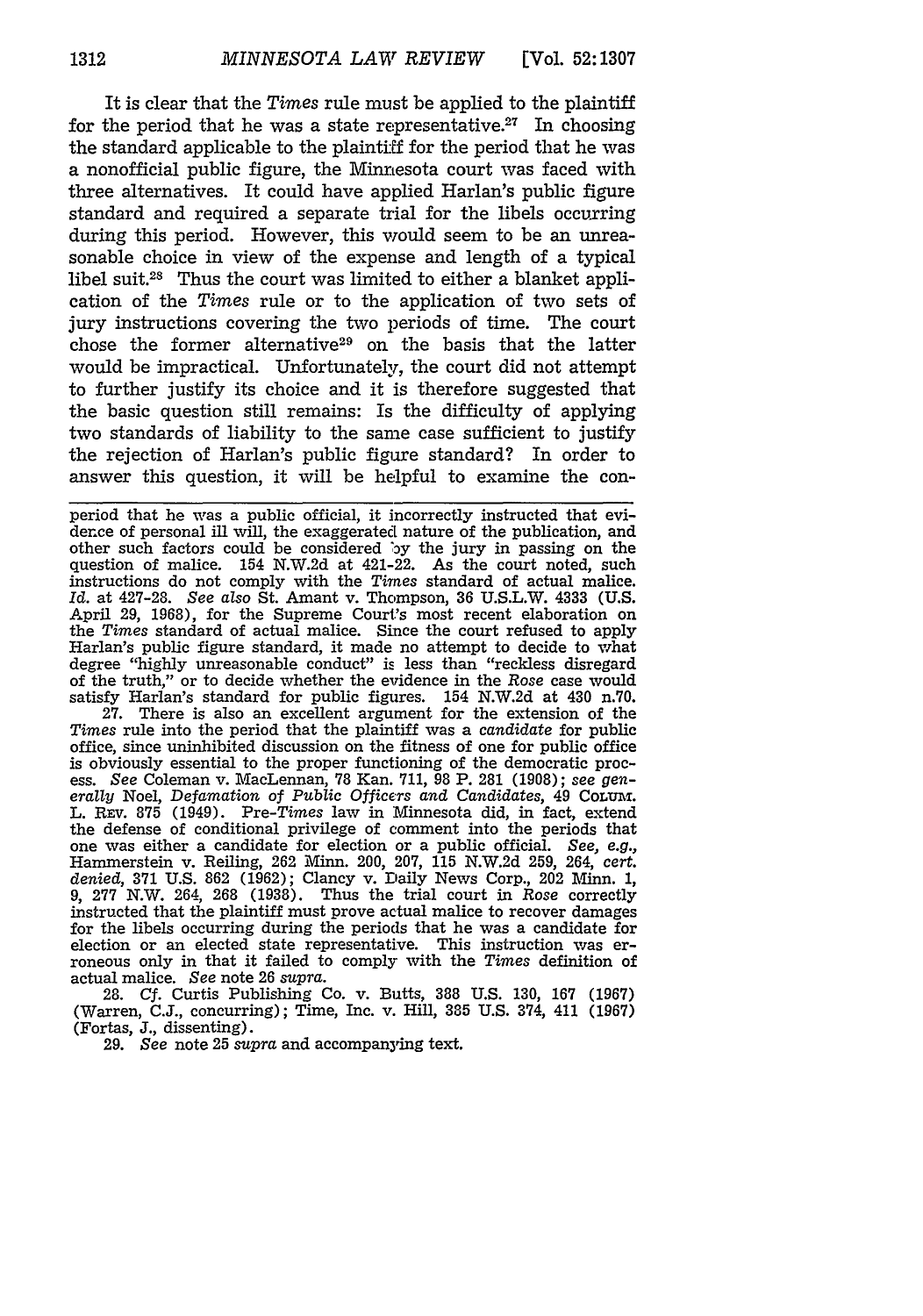It is clear that the *Times* rule must be applied to the plaintiff for the period that he was a state representative.[27] In choosing the standard applicable to the plaintiff for the period that he was a nonofficial public figure, the Minnesota court was faced with three alternatives. It could have applied Harlan's public figure standard and required a separate trial for the libels occurring during this period. However, this would seem to be an unreasonable choice in view of the expense and length of a typical libel suit.[28] Thus the court was limited to either a blanket application of the *Times* rule or to the application of two sets of jury instructions covering the two periods of time. The court chose the former alternative[29] on the basis that the latter would be impractical. Unfortunately, the court did not attempt to further justify its choice and it is therefore suggested that the basic question still remains: Is the difficulty of applying two standards of liability to the same case sufficient to justify the rejection of Harlan's public figure standard? In order to answer this question, it will be helpful to examine the con-

---

period that he was a public official, it incorrectly instructed that evidence of personal ill will, the exaggerated nature of the publication, and other such factors could be considered by the jury in passing on the question of malice. 154 N.W.2d at 421-22. As the court noted, such instructions do not comply with the *Times* standard of actual malice. *Id.* at 427-28. *See also* St. Amant v. Thompson, 36 U.S.L.W. 4333 (U.S. April 29, 1968), for the Supreme Court's most recent elaboration on the *Times* standard of actual malice. Since the court refused to apply Harlan's public figure standard, it made no attempt to decide to what degree "highly unreasonable conduct" is less than "reckless disregard of the truth," or to decide whether the evidence in the *Rose* case would satisfy Harlan's standard for public figures. 154 N.W.2d at 430 n.70.

27. There is also an excellent argument for the extension of the *Times* rule into the period that the plaintiff was a *candidate* for public office, since uninhibited discussion on the fitness of one for public office is obviously essential to the proper functioning of the democratic process. *See* Coleman v. MacLennan, 78 Kan. 711, 98 P. 281 (1908); *see generally* Noel, *Defamation of Public Officers and Candidates*, 49 COLUM. L. REV. 875 (1949). Pre-*Times* law in Minnesota did, in fact, extend the defense of conditional privilege of comment into the periods that one was either a candidate for election or a public official. *See, e.g.*, Hammerstein v. Reiling, 262 Minn. 200, 207, 115 N.W.2d 259, 264, *cert. denied*, 371 U.S. 862 (1962); Clancy v. Daily News Corp., 202 Minn. 1, 9, 277 N.W. 264, 268 (1938). Thus the trial court in *Rose* correctly instructed that the plaintiff must prove actual malice to recover damages for the libels occurring during the periods that he was a candidate for election or an elected state representative. This instruction was erroneous only in that it failed to comply with the *Times* definition of actual malice. *See* note 26 *supra*.

28. *Cf.* Curtis Publishing Co. v. Butts, 388 U.S. 130, 167 (1967) (Warren, C.J., concurring); Time, Inc. v. Hill, 385 U.S. 374, 411 (1967) (Fortas, J., dissenting).

29. *See* note 25 *supra* and accompanying text.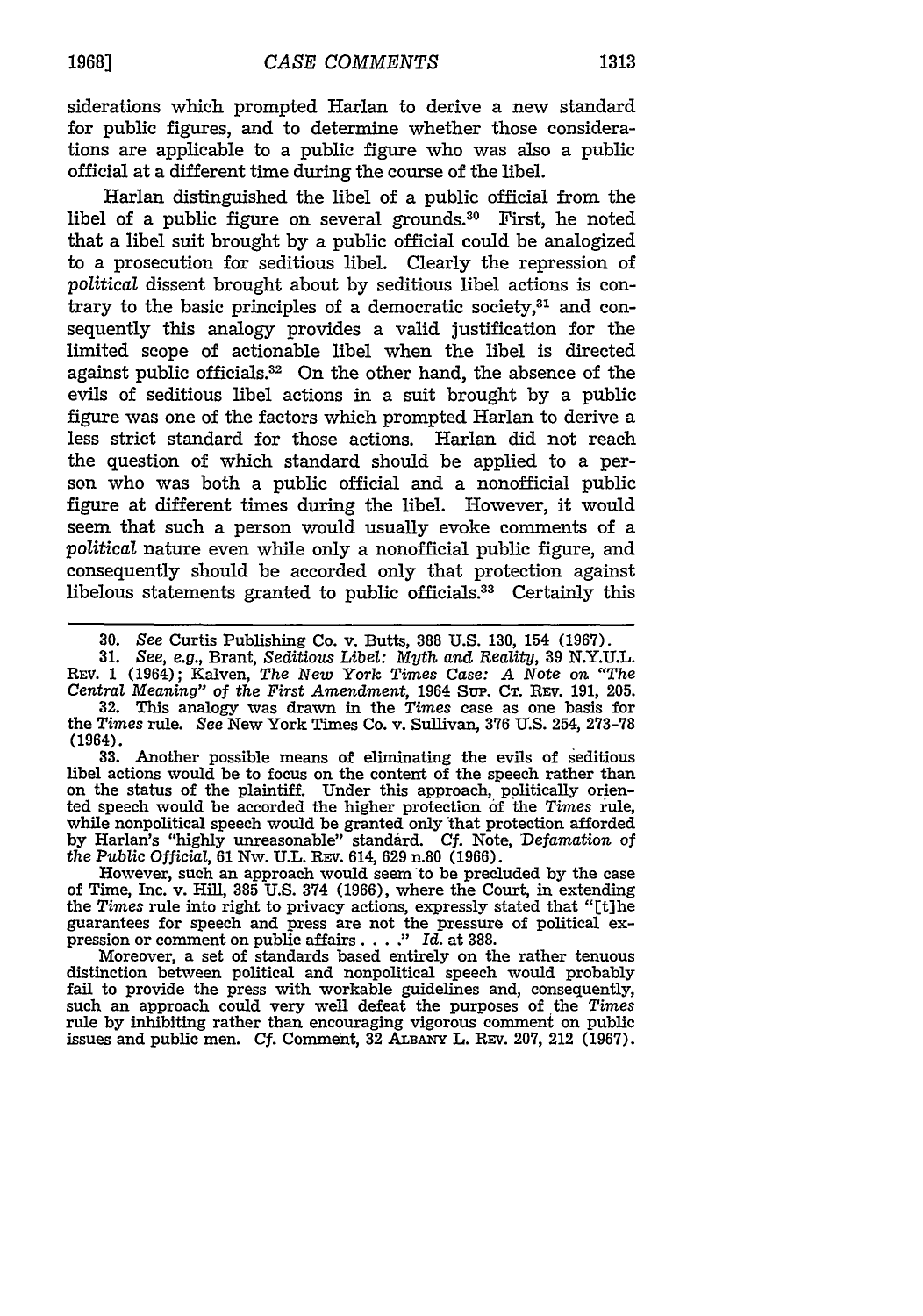siderations which prompted Harlan to derive a new standard for public figures, and to determine whether those considerations are applicable to a public figure who was also a public official at a different time during the course of the libel.

Harlan distinguished the libel of a public official from the libel of a public figure on several grounds.[30] First, he noted that a libel suit brought by a public official could be analogized to a prosecution for seditious libel. Clearly the repression of *political* dissent brought about by seditious libel actions is contrary to the basic principles of a democratic society,[31] and consequently this analogy provides a valid justification for the limited scope of actionable libel when the libel is directed against public officials.[32] On the other hand, the absence of the evils of seditious libel actions in a suit brought by a public figure was one of the factors which prompted Harlan to derive a less strict standard for those actions. Harlan did not reach the question of which standard should be applied to a person who was both a public official and a nonofficial public figure at different times during the libel. However, it would seem that such a person would usually evoke comments of a *political* nature even while only a nonofficial public figure, and consequently should be accorded only that protection against libelous statements granted to public officials.[33] Certainly this

---

30. *See* Curtis Publishing Co. v. Butts, 388 U.S. 130, 154 (1967).

31. *See, e.g.*, Brant, *Seditious Libel: Myth and Reality*, 39 N.Y.U.L. Rev. 1 (1964); Kalven, *The New York Times Case: A Note on "The Central Meaning" of the First Amendment*, 1964 Sup. Ct. Rev. 191, 205.

32. This analogy was drawn in the *Times* case as one basis for the *Times* rule. *See* New York Times Co. v. Sullivan, 376 U.S. 254, 273-78 (1964).

33. Another possible means of eliminating the evils of seditious libel actions would be to focus on the content of the speech rather than on the status of the plaintiff. Under this approach, politically oriented speech would be accorded the higher protection of the *Times* rule, while nonpolitical speech would be granted only that protection afforded by Harlan's "highly unreasonable" standard. *Cf.* Note, *Defamation of the Public Official*, 61 Nw. U.L. Rev. 614, 629 n.80 (1966).

However, such an approach would seem to be precluded by the case of Time, Inc. v. Hill, 385 U.S. 374 (1966), where the Court, in extending the *Times* rule into right to privacy actions, expressly stated that "[t]he guarantees for speech and press are not the pressure of political expression or comment on public affairs . . . ." *Id.* at 388.

Moreover, a set of standards based entirely on the rather tenuous distinction between political and nonpolitical speech would probably fail to provide the press with workable guidelines and, consequently, such an approach could very well defeat the purposes of the *Times* rule by inhibiting rather than encouraging vigorous comment on public issues and public men. *Cf.* Comment, 32 Albany L. Rev. 207, 212 (1967).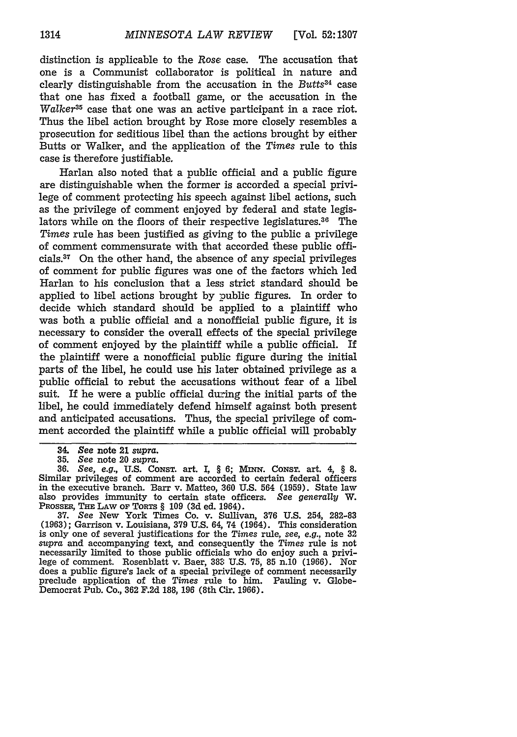distinction is applicable to the *Rose* case. The accusation that one is a Communist collaborator is political in nature and clearly distinguishable from the accusation in the *Butts*[34] case that one has fixed a football game, or the accusation in the *Walker*[35] case that one was an active participant in a race riot. Thus the libel action brought by Rose more closely resembles a prosecution for seditious libel than the actions brought by either Butts or Walker, and the application of the *Times* rule to this case is therefore justifiable.

Harlan also noted that a public official and a public figure are distinguishable when the former is accorded a special privilege of comment protecting his speech against libel actions, such as the privilege of comment enjoyed by federal and state legislators while on the floors of their respective legislatures.[36] The *Times* rule has been justified as giving to the public a privilege of comment commensurate with that accorded these public officials.[37] On the other hand, the absence of any special privileges of comment for public figures was one of the factors which led Harlan to his conclusion that a less strict standard should be applied to libel actions brought by public figures. In order to decide which standard should be applied to a plaintiff who was both a public official and a nonofficial public figure, it is necessary to consider the overall effects of the special privilege of comment enjoyed by the plaintiff while a public official. If the plaintiff were a nonofficial public figure during the initial parts of the libel, he could use his later obtained privilege as a public official to rebut the accusations without fear of a libel suit. If he were a public official during the initial parts of the libel, he could immediately defend himself against both present and anticipated accusations. Thus, the special privilege of comment accorded the plaintiff while a public official will probably

---

34. *See* note 21 *supra*.

35. *See* note 20 *supra*.

36. *See, e.g.*, U.S. CONST. art. I, § 6; MINN. CONST. art. 4, § 8. Similar privileges of comment are accorded to certain federal officers in the executive branch. Barr v. Matteo, 360 U.S. 564 (1959). State law also provides immunity to certain state officers. *See generally* W. PROSSER, THE LAW OF TORTS § 109 (3d ed. 1964).

37. *See* New York Times Co. v. Sullivan, 376 U.S. 254, 282-83 (1963); Garrison v. Louisiana, 379 U.S. 64, 74 (1964). This consideration is only one of several justifications for the *Times* rule, *see, e.g.*, note 32 *supra* and accompanying text, and consequently the *Times* rule is not necessarily limited to those public officials who do enjoy such a privilege of comment. Rosenblatt v. Baer, 383 U.S. 75, 85 n.10 (1966). Nor does a public figure's lack of a special privilege of comment necessarily preclude application of the *Times* rule to him. Pauling v. Globe-Democrat Pub. Co., 362 F.2d 188, 196 (8th Cir. 1966).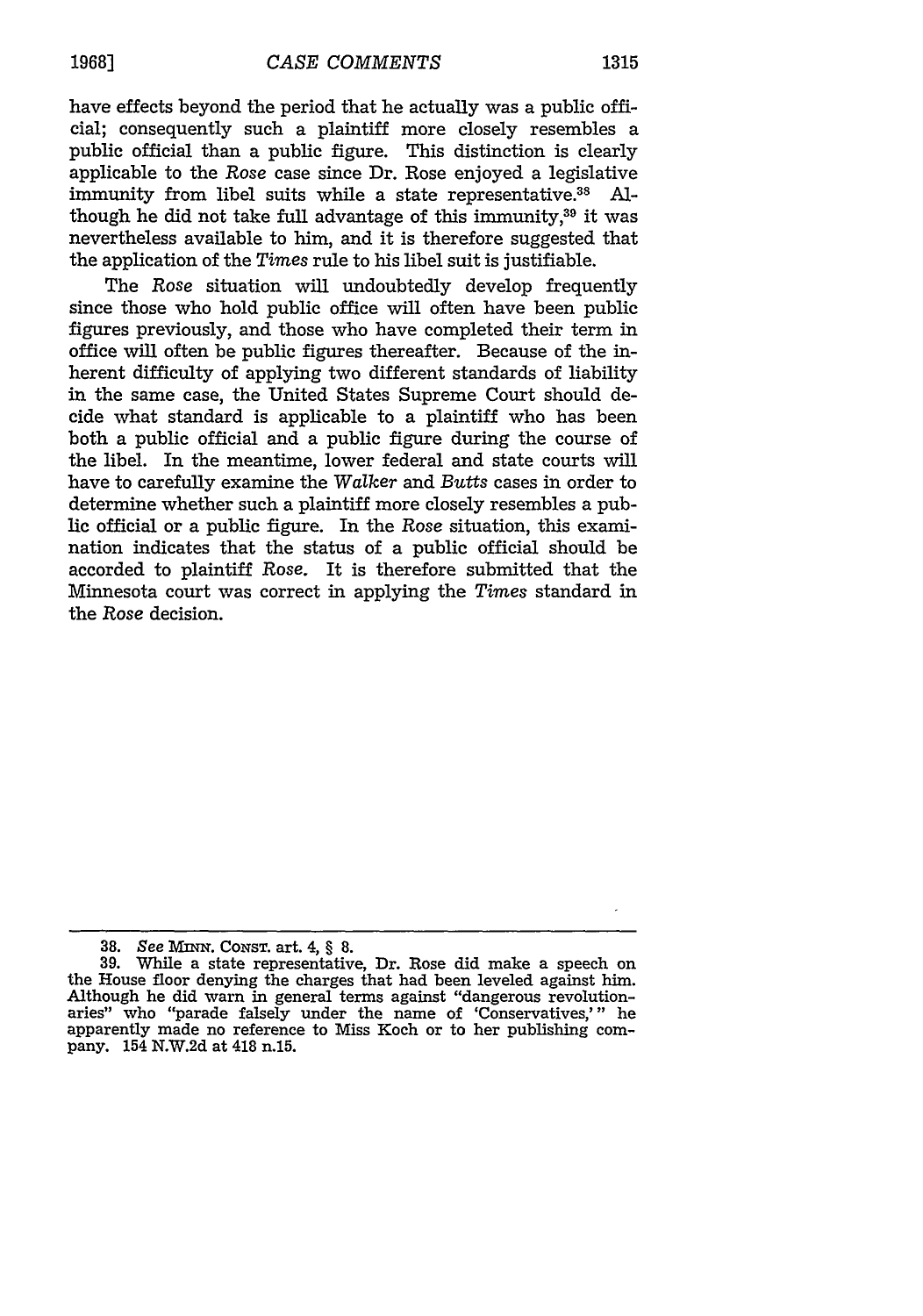have effects beyond the period that he actually was a public official; consequently such a plaintiff more closely resembles a public official than a public figure. This distinction is clearly applicable to the *Rose* case since Dr. Rose enjoyed a legislative immunity from libel suits while a state representative.[38] Although he did not take full advantage of this immunity,[39] it was nevertheless available to him, and it is therefore suggested that the application of the *Times* rule to his libel suit is justifiable.

The *Rose* situation will undoubtedly develop frequently since those who hold public office will often have been public figures previously, and those who have completed their term in office will often be public figures thereafter. Because of the inherent difficulty of applying two different standards of liability in the same case, the United States Supreme Court should decide what standard is applicable to a plaintiff who has been both a public official and a public figure during the course of the libel. In the meantime, lower federal and state courts will have to carefully examine the *Walker* and *Butts* cases in order to determine whether such a plaintiff more closely resembles a public official or a public figure. In the *Rose* situation, this examination indicates that the status of a public official should be accorded to plaintiff *Rose*. It is therefore submitted that the Minnesota court was correct in applying the *Times* standard in the *Rose* decision.

---

38. *See* MINN. CONST. art. 4, § 8.

39. While a state representative, Dr. Rose did make a speech on the House floor denying the charges that had been leveled against him. Although he did warn in general terms against "dangerous revolutionaries" who "parade falsely under the name of 'Conservatives,'" he apparently made no reference to Miss Koch or to her publishing company. 154 N.W.2d at 418 n.15.